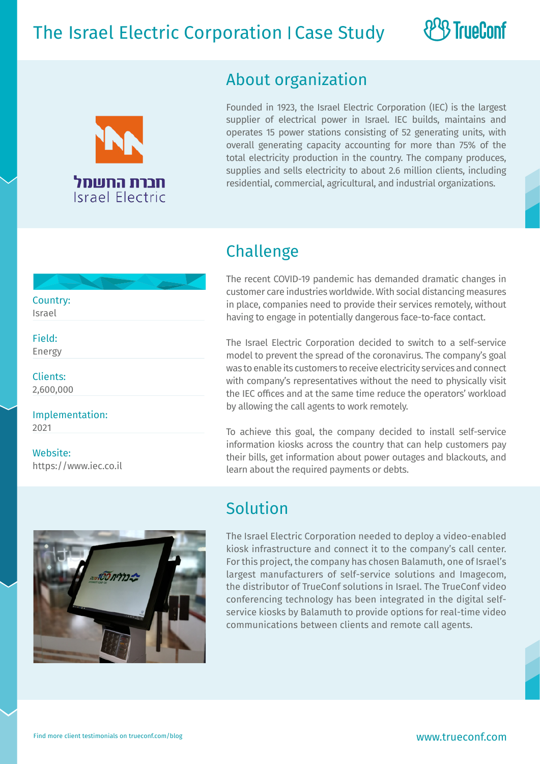# The Israel Electric Corporation | Case Study

TrueConf

חברת החשמל
Israel Electric

## About organization

Founded in 1923, the Israel Electric Corporation (IEC) is the largest supplier of electrical power in Israel. IEC builds, maintains and operates 15 power stations consisting of 52 generating units, with overall generating capacity accounting for more than 75% of the total electricity production in the country. The company produces, supplies and sells electricity to about 2.6 million clients, including residential, commercial, agricultural, and industrial organizations.

Country:
Israel

Field:
Energy

Clients:
2,600,000

Implementation:
2021

Website:
https://www.iec.co.il

## Challenge

The recent COVID-19 pandemic has demanded dramatic changes in customer care industries worldwide. With social distancing measures in place, companies need to provide their services remotely, without having to engage in potentially dangerous face-to-face contact.

The Israel Electric Corporation decided to switch to a self-service model to prevent the spread of the coronavirus. The company's goal was to enable its customers to receive electricity services and connect with company's representatives without the need to physically visit the IEC offices and at the same time reduce the operators' workload by allowing the call agents to work remotely.

To achieve this goal, the company decided to install self-service information kiosks across the country that can help customers pay their bills, get information about power outages and blackouts, and learn about the required payments or debts.

## Solution

The Israel Electric Corporation needed to deploy a video-enabled kiosk infrastructure and connect it to the company's call center. For this project, the company has chosen Balamuth, one of Israel's largest manufacturers of self-service solutions and Imagecom, the distributor of TrueConf solutions in Israel. The TrueConf video conferencing technology has been integrated in the digital self-service kiosks by Balamuth to provide options for real-time video communications between clients and remote call agents.

Find more client testimonials on trueconf.com/blog

www.trueconf.com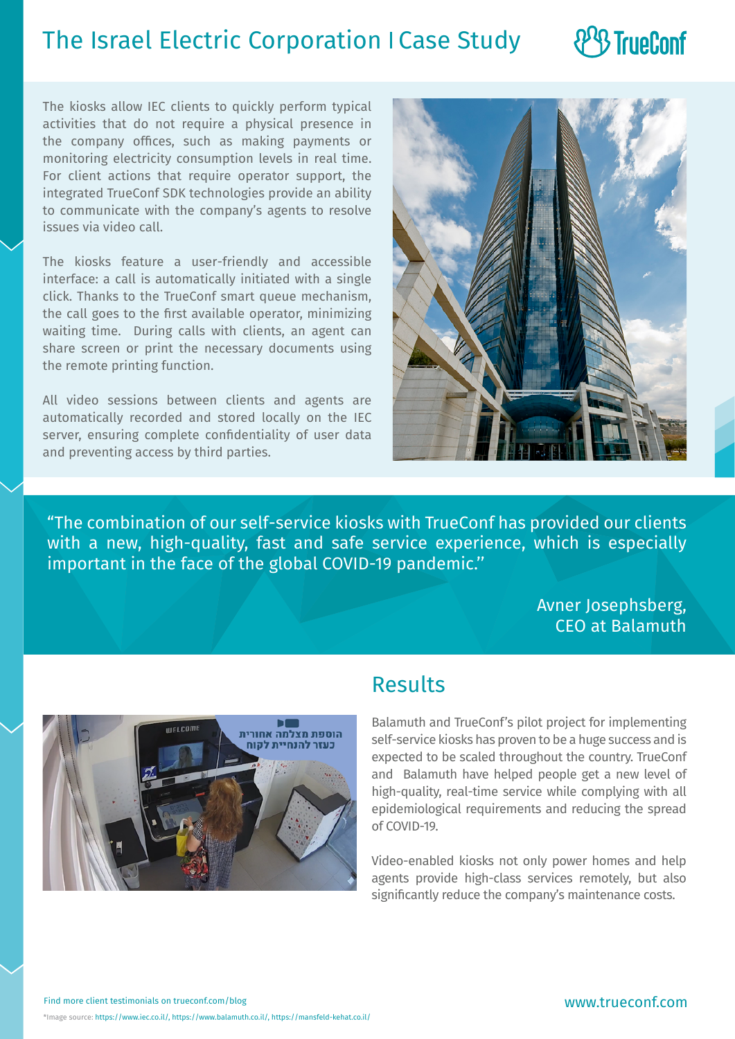The kiosks allow IEC clients to quickly perform typical activities that do not require a physical presence in the company offices, such as making payments or monitoring electricity consumption levels in real time. For client actions that require operator support, the integrated TrueConf SDK technologies provide an ability to communicate with the company's agents to resolve issues via video call.

The kiosks feature a user-friendly and accessible interface: a call is automatically initiated with a single click. Thanks to the TrueConf smart queue mechanism, the call goes to the first available operator, minimizing waiting time. During calls with clients, an agent can share screen or print the necessary documents using the remote printing function.

All video sessions between clients and agents are automatically recorded and stored locally on the IEC server, ensuring complete confidentiality of user data and preventing access by third parties.

> "The combination of our self-service kiosks with TrueConf has provided our clients with a new, high-quality, fast and safe service experience, which is especially important in the face of the global COVID-19 pandemic."
>
> Avner Josephsberg,
> CEO at Balamuth

## Results

Balamuth and TrueConf's pilot project for implementing self-service kiosks has proven to be a huge success and is expected to be scaled throughout the country. TrueConf and Balamuth have helped people get a new level of high-quality, real-time service while complying with all epidemiological requirements and reducing the spread of COVID-19.

Video-enabled kiosks not only power homes and help agents provide high-class services remotely, but also significantly reduce the company's maintenance costs.

Find more client testimonials on trueconf.com/blog

*Image source: https://www.iec.co.il/, https://www.balamuth.co.il/, https://mansfeld-kehat.co.il/

www.trueconf.com